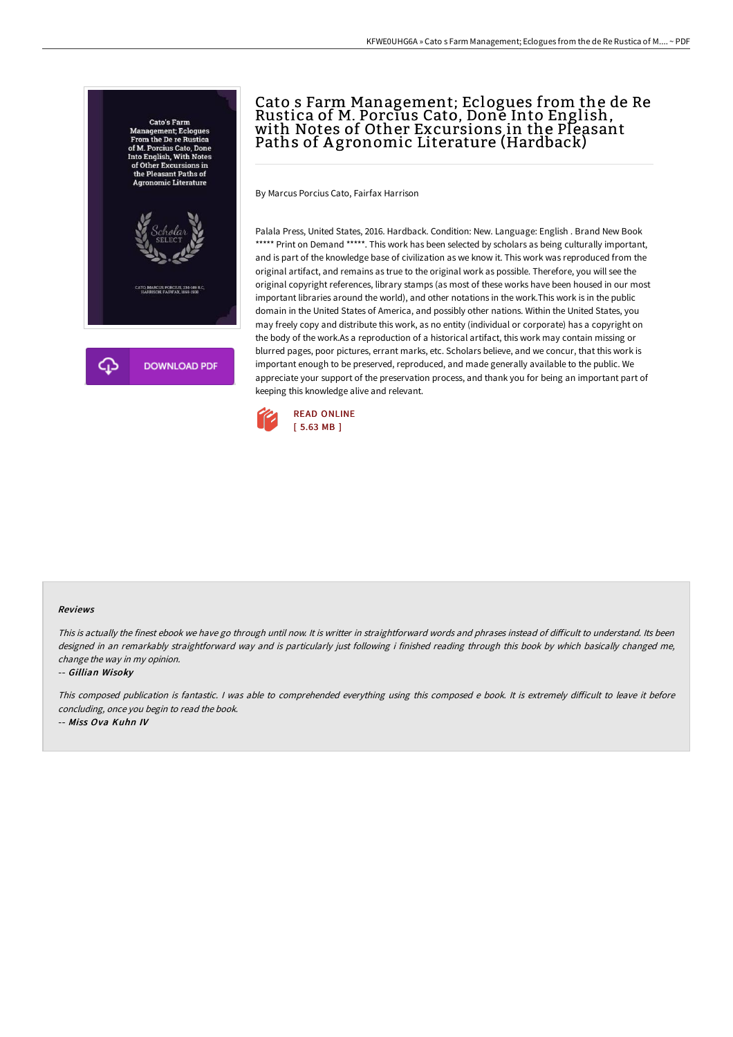# Cato s Farm Management; Eclogues from the de Re Rustica of M. Porcius Cato, Done Into English, with Notes of Other Excursions in the Pleasant Paths of Agronomic Literature (Hardback)

By Marcus Porcius Cato, Fairfax Harrison

Palala Press, United States, 2016. Hardback. Condition: New. Language: English . Brand New Book ***** Print on Demand *****. This work has been selected by scholars as being culturally important, and is part of the knowledge base of civilization as we know it. This work was reproduced from the original artifact, and remains as true to the original work as possible. Therefore, you will see the original copyright references, library stamps (as most of these works have been housed in our most important libraries around the world), and other notations in the work.This work is in the public domain in the United States of America, and possibly other nations. Within the United States, you may freely copy and distribute this work, as no entity (individual or corporate) has a copyright on the body of the work.As a reproduction of a historical artifact, this work may contain missing or blurred pages, poor pictures, errant marks, etc. Scholars believe, and we concur, that this work is important enough to be preserved, reproduced, and made generally available to the public. We appreciate your support of the preservation process, and thank you for being an important part of keeping this knowledge alive and relevant.

READ ONLINE
[ 5.63 MB ]

DOWNLOAD PDF

#### Reviews

*This is actually the finest ebook we have go through until now. It is writter in straightforward words and phrases instead of difficult to understand. Its been designed in an remarkably straightforward way and is particularly just following i finished reading through this book by which basically changed me, change the way in my opinion.*

-- *Gillian Wisoky*

*This composed publication is fantastic. I was able to comprehended everything using this composed e book. It is extremely difficult to leave it before concluding, once you begin to read the book.*

-- *Miss Ova Kuhn IV*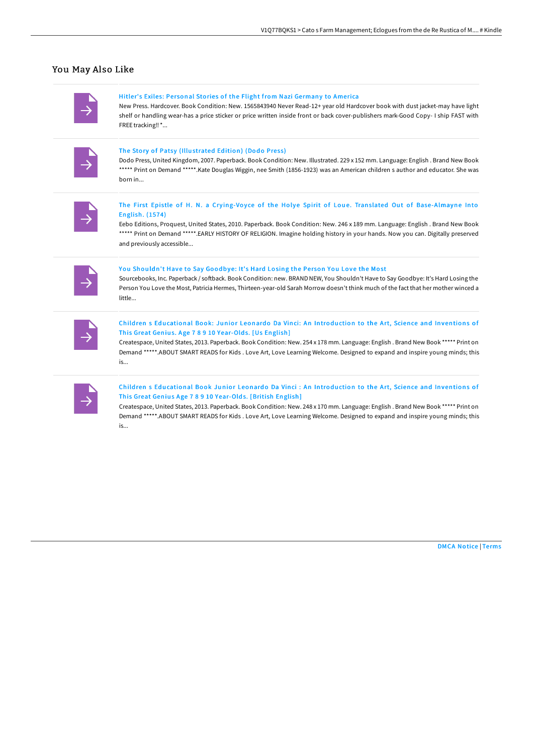## You May Also Like

### Hitler's Exiles: Personal Stories of the Flight from Nazi Germany to America

New Press. Hardcover. Book Condition: New. 1565843940 Never Read-12+ year old Hardcover book with dust jacket-may have light shelf or handling wear-has a price sticker or price written inside front or back cover-publishers mark-Good Copy- I ship FAST with FREE tracking!! *...

### The Story of Patsy (Illustrated Edition) (Dodo Press)

Dodo Press, United Kingdom, 2007. Paperback. Book Condition: New. Illustrated. 229 x 152 mm. Language: English . Brand New Book ***** Print on Demand *****.Kate Douglas Wiggin, nee Smith (1856-1923) was an American children s author and educator. She was born in...

### The First Epistle of H. N. a Crying-Voyce of the Holye Spirit of Loue. Translated Out of Base-Almayne Into English. (1574)

Eebo Editions, Proquest, United States, 2010. Paperback. Book Condition: New. 246 x 189 mm. Language: English . Brand New Book ***** Print on Demand *****.EARLY HISTORY OF RELIGION. Imagine holding history in your hands. Now you can. Digitally preserved and previously accessible...

### You Shouldn't Have to Say Goodbye: It's Hard Losing the Person You Love the Most

Sourcebooks, Inc. Paperback / softback. Book Condition: new. BRAND NEW, You Shouldn't Have to Say Goodbye: It's Hard Losing the Person You Love the Most, Patricia Hermes, Thirteen-year-old Sarah Morrow doesn't think much of the fact that her mother winced a little...

### Children s Educational Book: Junior Leonardo Da Vinci: An Introduction to the Art, Science and Inventions of This Great Genius. Age 7 8 9 10 Year-Olds. [Us English]

Createspace, United States, 2013. Paperback. Book Condition: New. 254 x 178 mm. Language: English . Brand New Book ***** Print on Demand *****.ABOUT SMART READS for Kids . Love Art, Love Learning Welcome. Designed to expand and inspire young minds; this is...

### Children s Educational Book Junior Leonardo Da Vinci : An Introduction to the Art, Science and Inventions of This Great Genius Age 7 8 9 10 Year-Olds. [British English]

Createspace, United States, 2013. Paperback. Book Condition: New. 248 x 170 mm. Language: English . Brand New Book ***** Print on Demand *****.ABOUT SMART READS for Kids . Love Art, Love Learning Welcome. Designed to expand and inspire young minds; this is...

DMCA Notice | Terms